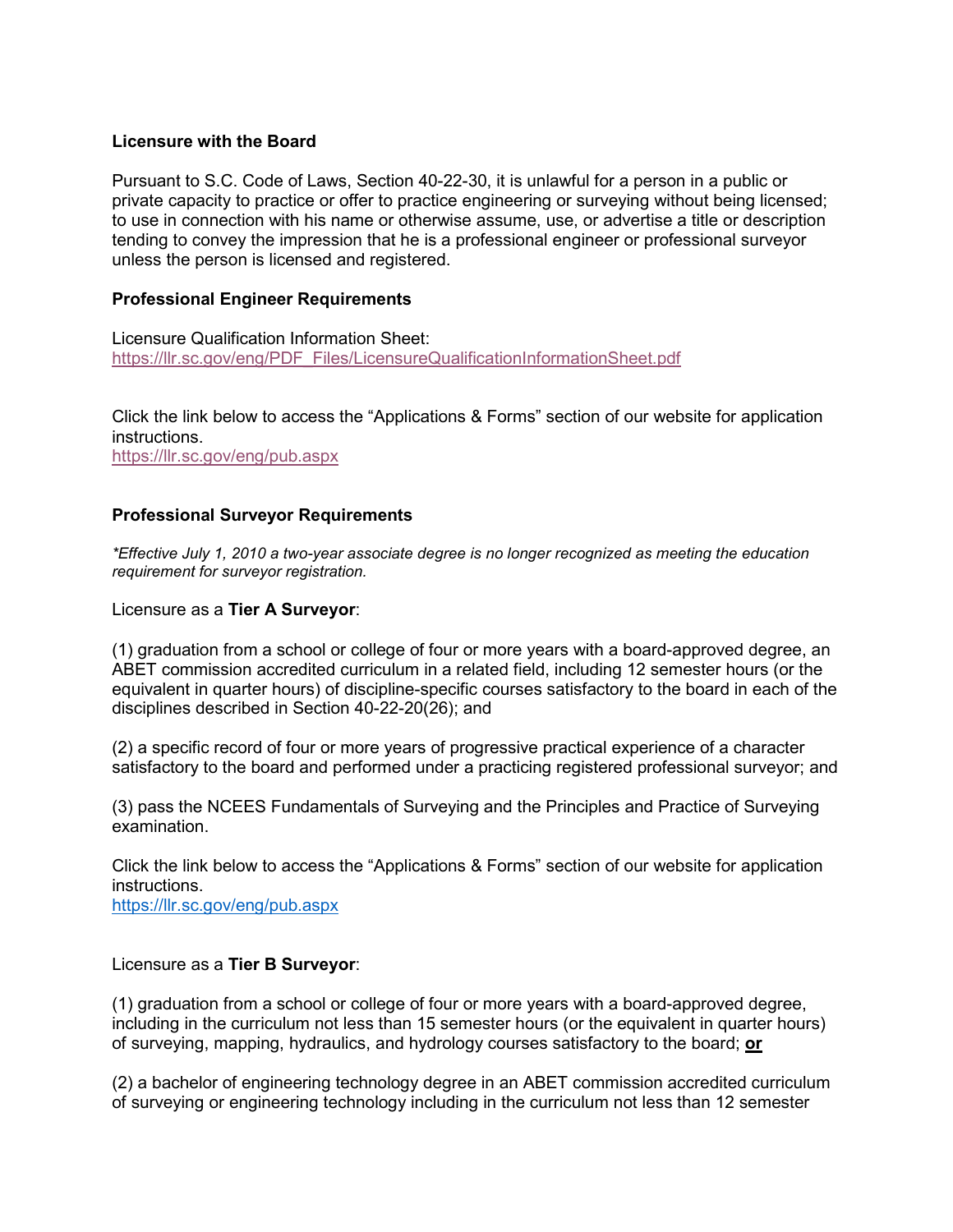**Licensure with the Board**

Pursuant to S.C. Code of Laws, Section 40-22-30, it is unlawful for a person in a public or private capacity to practice or offer to practice engineering or surveying without being licensed; to use in connection with his name or otherwise assume, use, or advertise a title or description tending to convey the impression that he is a professional engineer or professional surveyor unless the person is licensed and registered.

**Professional Engineer Requirements**

Licensure Qualification Information Sheet:
https://llr.sc.gov/eng/PDF_Files/LicensureQualificationInformationSheet.pdf

Click the link below to access the "Applications & Forms" section of our website for application instructions.
https://llr.sc.gov/eng/pub.aspx

**Professional Surveyor Requirements**

*\*Effective July 1, 2010 a two-year associate degree is no longer recognized as meeting the education requirement for surveyor registration.*

Licensure as a **Tier A Surveyor**:

(1) graduation from a school or college of four or more years with a board-approved degree, an ABET commission accredited curriculum in a related field, including 12 semester hours (or the equivalent in quarter hours) of discipline-specific courses satisfactory to the board in each of the disciplines described in Section 40-22-20(26); and

(2) a specific record of four or more years of progressive practical experience of a character satisfactory to the board and performed under a practicing registered professional surveyor; and

(3) pass the NCEES Fundamentals of Surveying and the Principles and Practice of Surveying examination.

Click the link below to access the "Applications & Forms" section of our website for application instructions.
https://llr.sc.gov/eng/pub.aspx

Licensure as a **Tier B Surveyor**:

(1) graduation from a school or college of four or more years with a board-approved degree, including in the curriculum not less than 15 semester hours (or the equivalent in quarter hours) of surveying, mapping, hydraulics, and hydrology courses satisfactory to the board; **or**

(2) a bachelor of engineering technology degree in an ABET commission accredited curriculum of surveying or engineering technology including in the curriculum not less than 12 semester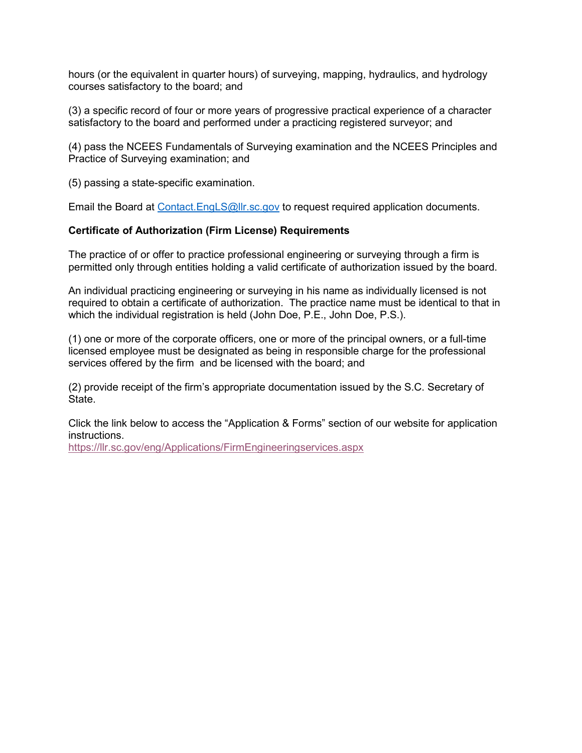hours (or the equivalent in quarter hours) of surveying, mapping, hydraulics, and hydrology courses satisfactory to the board; and

(3) a specific record of four or more years of progressive practical experience of a character satisfactory to the board and performed under a practicing registered surveyor; and

(4) pass the NCEES Fundamentals of Surveying examination and the NCEES Principles and Practice of Surveying examination; and

(5) passing a state-specific examination.

Email the Board at [Contact.EngLS@llr.sc.gov](mailto:Contact.EngLS@llr.sc.gov) to request required application documents.

**Certificate of Authorization (Firm License) Requirements**

The practice of or offer to practice professional engineering or surveying through a firm is permitted only through entities holding a valid certificate of authorization issued by the board.

An individual practicing engineering or surveying in his name as individually licensed is not required to obtain a certificate of authorization. The practice name must be identical to that in which the individual registration is held (John Doe, P.E., John Doe, P.S.).

(1) one or more of the corporate officers, one or more of the principal owners, or a full-time licensed employee must be designated as being in responsible charge for the professional services offered by the firm and be licensed with the board; and

(2) provide receipt of the firm's appropriate documentation issued by the S.C. Secretary of State.

Click the link below to access the "Application & Forms" section of our website for application instructions.
[https://llr.sc.gov/eng/Applications/FirmEngineeringservices.aspx](https://llr.sc.gov/eng/Applications/FirmEngineeringservices.aspx)